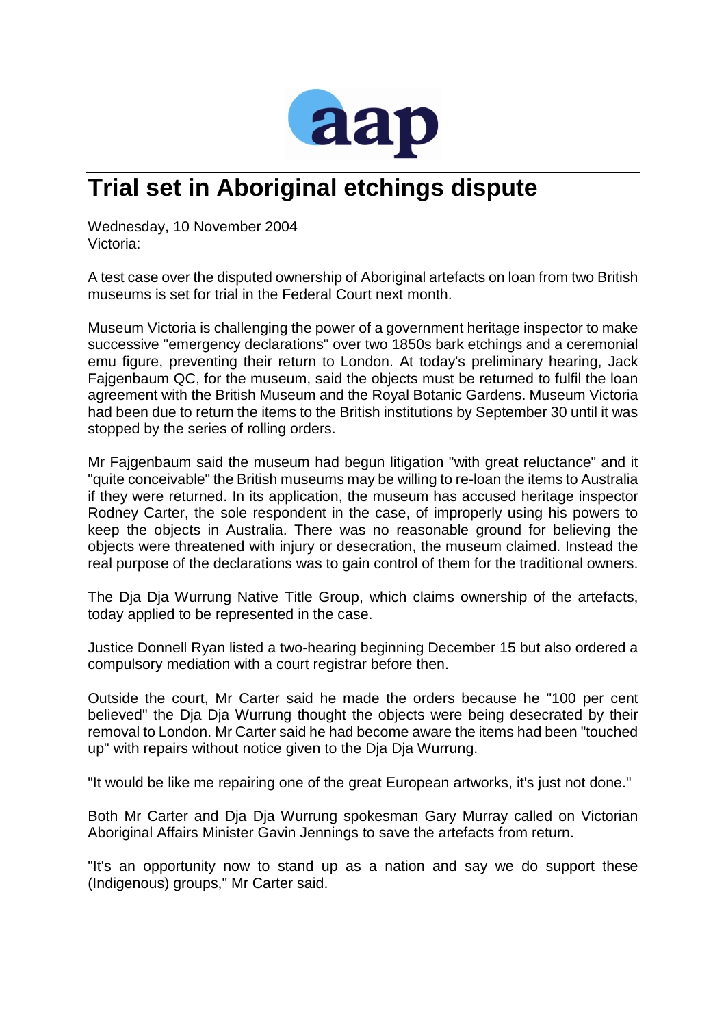# Trial set in Aboriginal etchings dispute

Wednesday, 10 November 2004
Victoria:

A test case over the disputed ownership of Aboriginal artefacts on loan from two British museums is set for trial in the Federal Court next month.

Museum Victoria is challenging the power of a government heritage inspector to make successive "emergency declarations" over two 1850s bark etchings and a ceremonial emu figure, preventing their return to London. At today's preliminary hearing, Jack Fajgenbaum QC, for the museum, said the objects must be returned to fulfil the loan agreement with the British Museum and the Royal Botanic Gardens. Museum Victoria had been due to return the items to the British institutions by September 30 until it was stopped by the series of rolling orders.

Mr Fajgenbaum said the museum had begun litigation "with great reluctance" and it "quite conceivable" the British museums may be willing to re-loan the items to Australia if they were returned. In its application, the museum has accused heritage inspector Rodney Carter, the sole respondent in the case, of improperly using his powers to keep the objects in Australia. There was no reasonable ground for believing the objects were threatened with injury or desecration, the museum claimed. Instead the real purpose of the declarations was to gain control of them for the traditional owners.

The Dja Dja Wurrung Native Title Group, which claims ownership of the artefacts, today applied to be represented in the case.

Justice Donnell Ryan listed a two-hearing beginning December 15 but also ordered a compulsory mediation with a court registrar before then.

Outside the court, Mr Carter said he made the orders because he "100 per cent believed" the Dja Dja Wurrung thought the objects were being desecrated by their removal to London. Mr Carter said he had become aware the items had been "touched up" with repairs without notice given to the Dja Dja Wurrung.

"It would be like me repairing one of the great European artworks, it's just not done."

Both Mr Carter and Dja Dja Wurrung spokesman Gary Murray called on Victorian Aboriginal Affairs Minister Gavin Jennings to save the artefacts from return.

"It's an opportunity now to stand up as a nation and say we do support these (Indigenous) groups," Mr Carter said.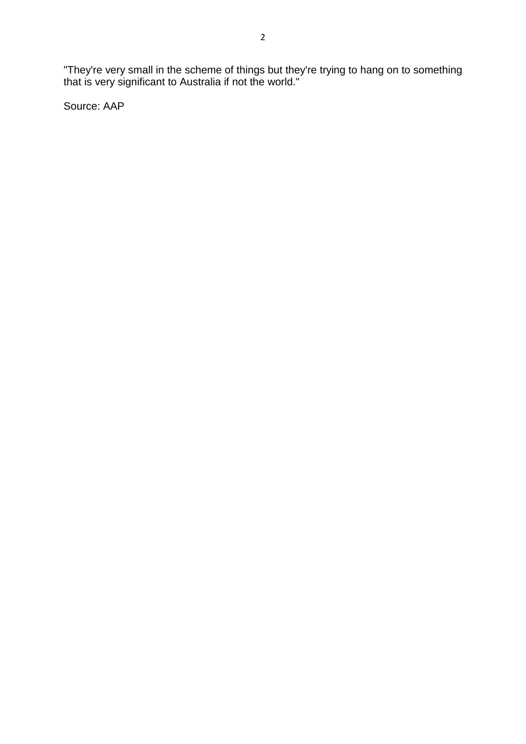"They're very small in the scheme of things but they're trying to hang on to something that is very significant to Australia if not the world."

Source: AAP